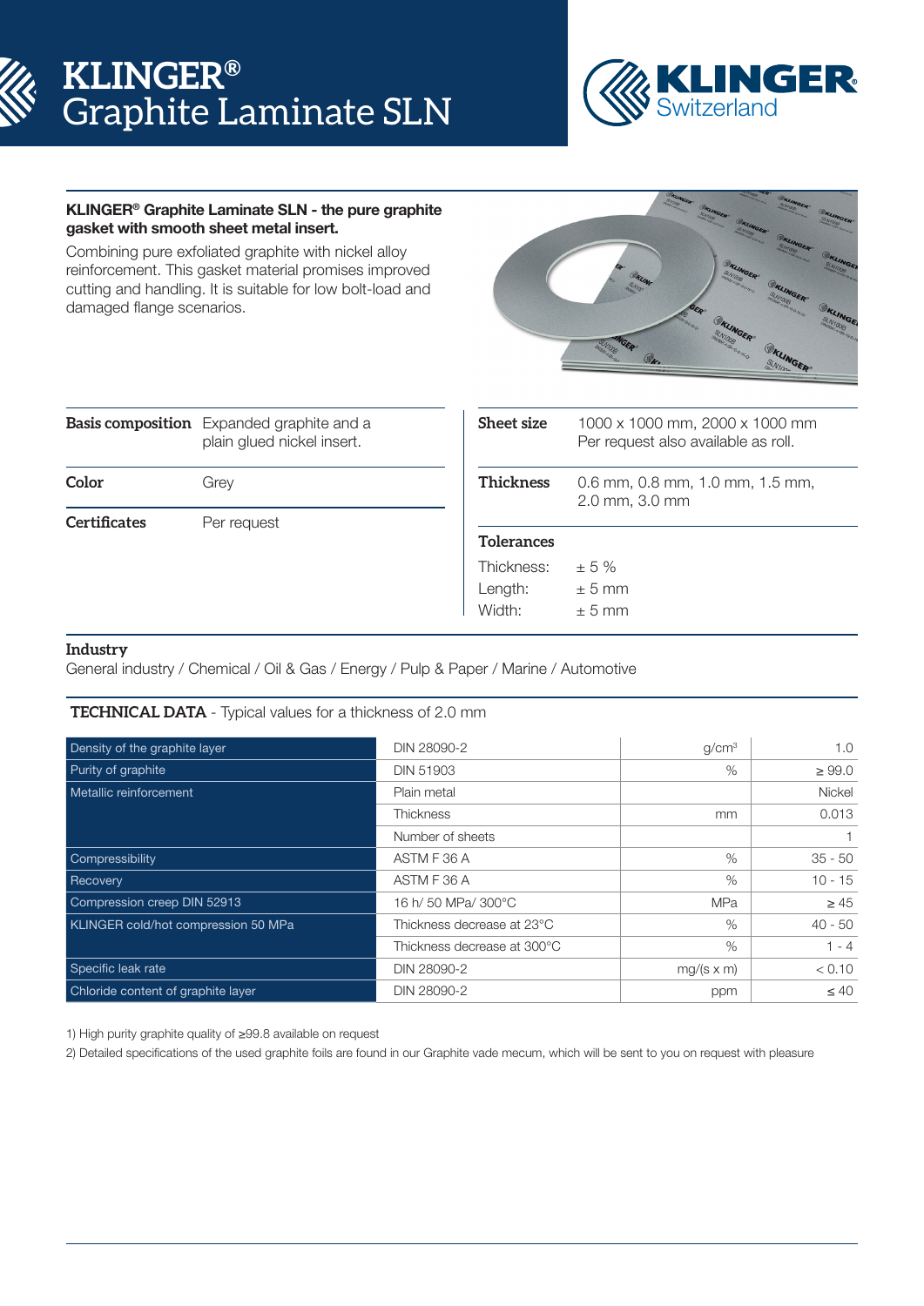# KLINGER® Graphite Laminate SLN

**KLINGER® Graphite Laminate SLN - the pure graphite gasket with smooth sheet metal insert.**

Combining pure exfoliated graphite with nickel alloy reinforcement. This gasket material promises improved cutting and handling. It is suitable for low bolt-load and damaged flange scenarios.

| | |
|---|---|
| **Basis composition** | Expanded graphite and a plain glued nickel insert. |
| **Color** | Grey |
| **Certificates** | Per request |

| | |
|---|---|
| **Sheet size** | 1000 x 1000 mm, 2000 x 1000 mm<br>Per request also available as roll. |
| **Thickness** | 0.6 mm, 0.8 mm, 1.0 mm, 1.5 mm, 2.0 mm, 3.0 mm |

**Tolerances**

| | |
|---|---|
| Thickness: | ± 5 % |
| Length: | ± 5 mm |
| Width: | ± 5 mm |

**Industry**

General industry / Chemical / Oil & Gas / Energy / Pulp & Paper / Marine / Automotive

**TECHNICAL DATA** - Typical values for a thickness of 2.0 mm

| | | | |
|---|---|---|---|
| Density of the graphite layer | DIN 28090-2 | g/cm³ | 1.0 |
| Purity of graphite | DIN 51903 | % | ≥ 99.0 |
| Metallic reinforcement | Plain metal | | Nickel |
| | Thickness | mm | 0.013 |
| | Number of sheets | | 1 |
| Compressibility | ASTM F 36 A | % | 35 - 50 |
| Recovery | ASTM F 36 A | % | 10 - 15 |
| Compression creep DIN 52913 | 16 h/ 50 MPa/ 300°C | MPa | ≥ 45 |
| KLINGER cold/hot compression 50 MPa | Thickness decrease at 23°C | % | 40 - 50 |
| | Thickness decrease at 300°C | % | 1 - 4 |
| Specific leak rate | DIN 28090-2 | mg/(s x m) | < 0.10 |
| Chloride content of graphite layer | DIN 28090-2 | ppm | ≤ 40 |

1) High purity graphite quality of ≥99.8 available on request

2) Detailed specifications of the used graphite foils are found in our Graphite vade mecum, which will be sent to you on request with pleasure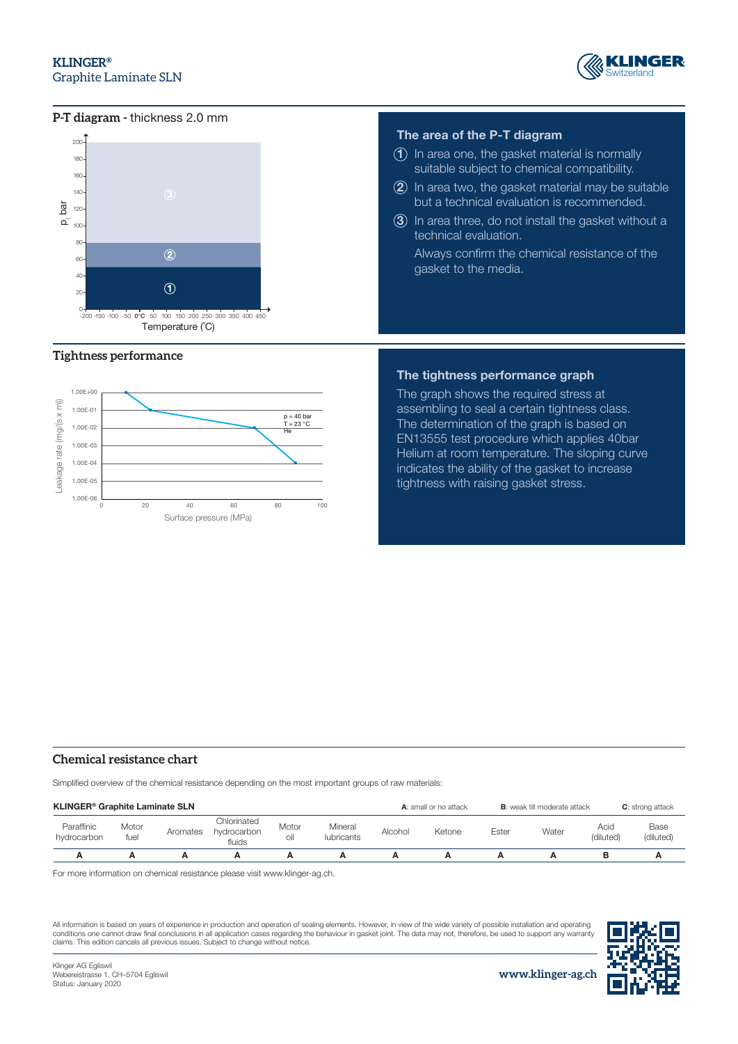## P-T diagram - thickness 2.0 mm

p, bar
200
180
160
140
120
100
80
60
40
20
0
③
②
①
-200 -150 -100 -50 0°C 50 100 150 200 250 300 350 400 450
Temperature (°C)

### The area of the P-T diagram

① In area one, the gasket material is normally suitable subject to chemical compatibility.

② In area two, the gasket material may be suitable but a technical evaluation is recommended.

③ In area three, do not install the gasket without a technical evaluation.

Always confirm the chemical resistance of the gasket to the media.

## Tightness performance

Leakage rate (mg/(s x m))
1.00E+00
1.00E-01
1.00E-02
1.00E-03
1.00E-04
1.00E-05
1.00E-06
0 20 40 60 80 100
Surface pressure (MPa)
p = 40 bar
T = 23 °C
He

### The tightness performance graph

The graph shows the required stress at assembling to seal a certain tightness class. The determination of the graph is based on EN13555 test procedure which applies 40bar Helium at room temperature. The sloping curve indicates the ability of the gasket to increase tightness with raising gasket stress.

## Chemical resistance chart

Simplified overview of the chemical resistance depending on the most important groups of raw materials:

**KLINGER® Graphite Laminate SLN** — **A**: small or no attack — **B**: weak till moderate attack — **C**: strong attack

| Paraffinic hydrocarbon | Motor fuel | Aromates | Chlorinated hydrocarbon fluids | Motor oil | Mineral lubricants | Alcohol | Ketone | Ester | Water | Acid (diluted) | Base (diluted) |
|---|---|---|---|---|---|---|---|---|---|---|---|
| A | A | A | A | A | A | A | A | A | A | B | A |

For more information on chemical resistance please visit www.klinger-ag.ch.

All information is based on years of experience in production and operation of sealing elements. However, in view of the wide variety of possible installation and operating conditions one cannot draw final conclusions in all application cases regarding the behaviour in gasket joint. The data may not, therefore, be used to support any warranty claims. This edition cancels all previous issues. Subject to change without notice.

Klinger AG Egliswil
Webereistrasse 1, CH–5704 Egliswil
Status: January 2020

www.klinger-ag.ch